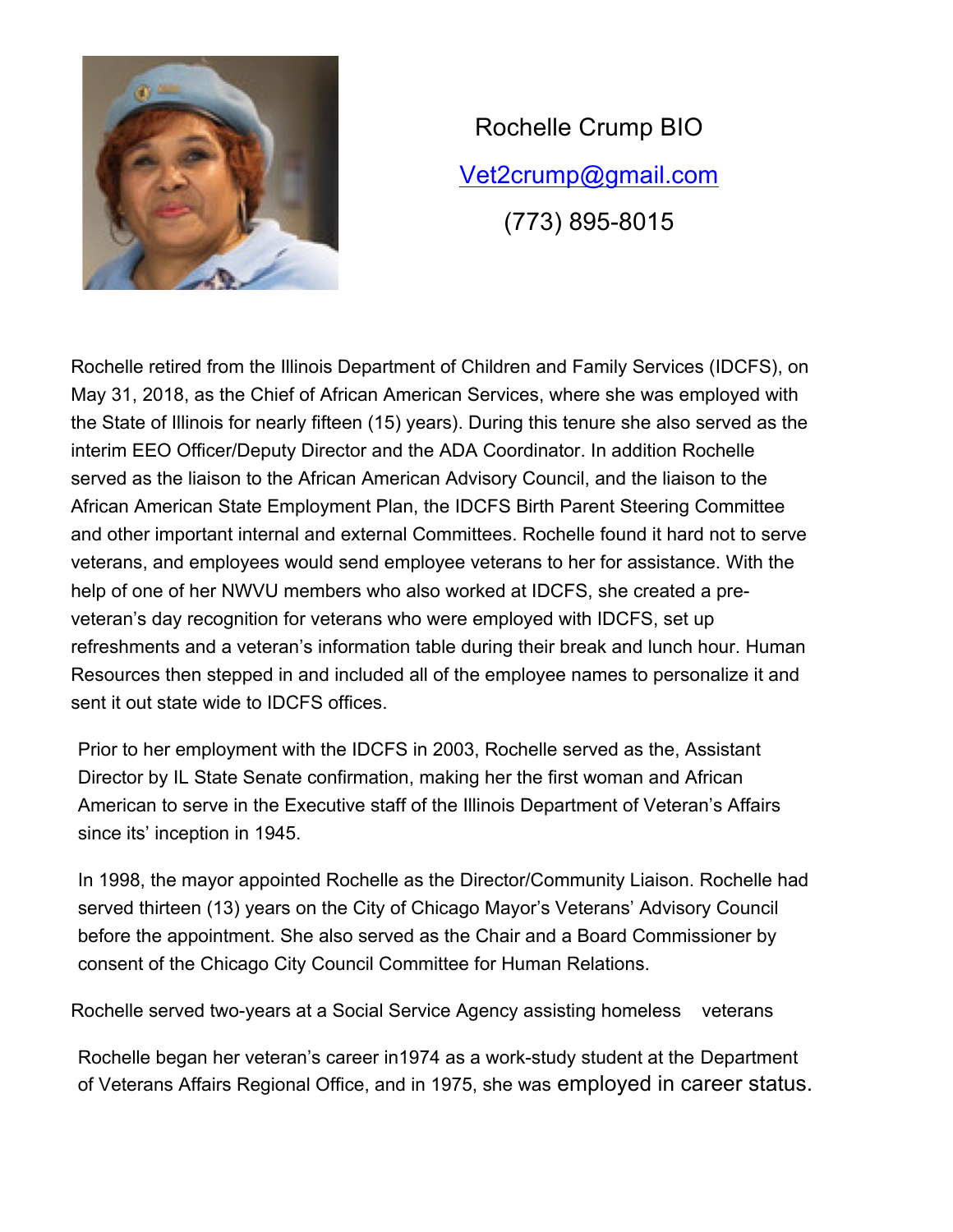# Rochelle Crump BIO

Vet2crump@gmail.com

(773) 895-8015

Rochelle retired from the Illinois Department of Children and Family Services (IDCFS), on May 31, 2018, as the Chief of African American Services, where she was employed with the State of Illinois for nearly fifteen (15) years). During this tenure she also served as the interim EEO Officer/Deputy Director and the ADA Coordinator. In addition Rochelle served as the liaison to the African American Advisory Council, and the liaison to the African American State Employment Plan, the IDCFS Birth Parent Steering Committee and other important internal and external Committees. Rochelle found it hard not to serve veterans, and employees would send employee veterans to her for assistance. With the help of one of her NWVU members who also worked at IDCFS, she created a pre-veteran's day recognition for veterans who were employed with IDCFS, set up refreshments and a veteran's information table during their break and lunch hour. Human Resources then stepped in and included all of the employee names to personalize it and sent it out state wide to IDCFS offices.

Prior to her employment with the IDCFS in 2003, Rochelle served as the, Assistant Director by IL State Senate confirmation, making her the first woman and African American to serve in the Executive staff of the Illinois Department of Veteran's Affairs since its' inception in 1945.

In 1998, the mayor appointed Rochelle as the Director/Community Liaison. Rochelle had served thirteen (13) years on the City of Chicago Mayor's Veterans' Advisory Council before the appointment. She also served as the Chair and a Board Commissioner by consent of the Chicago City Council Committee for Human Relations.

Rochelle served two-years at a Social Service Agency assisting homeless veterans

Rochelle began her veteran's career in1974 as a work-study student at the Department of Veterans Affairs Regional Office, and in 1975, she was employed in career status.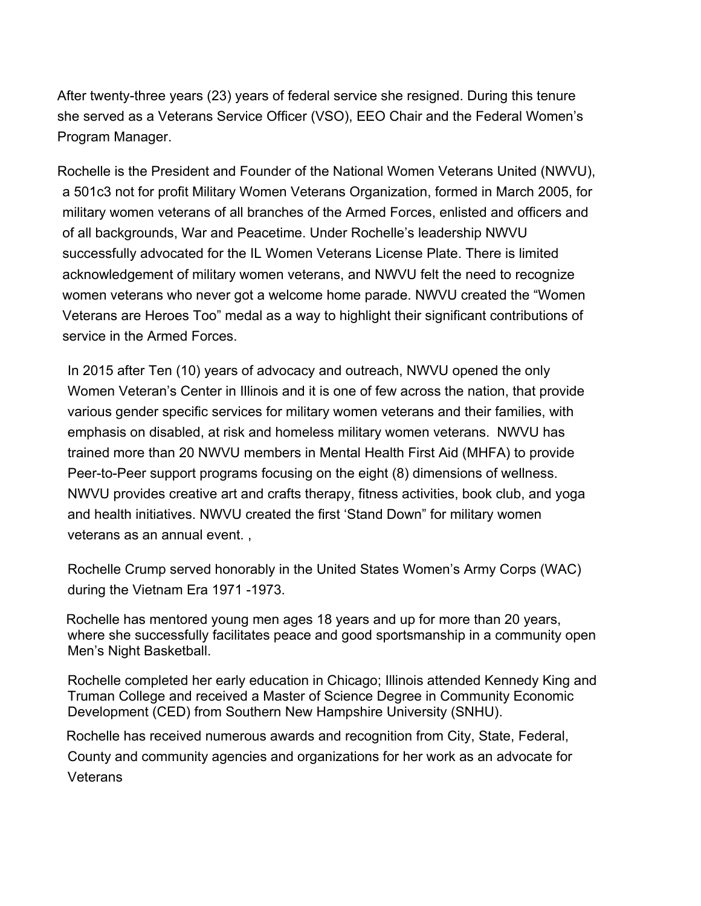After twenty-three years (23) years of federal service she resigned. During this tenure she served as a Veterans Service Officer (VSO), EEO Chair and the Federal Women's Program Manager.

Rochelle is the President and Founder of the National Women Veterans United (NWVU), a 501c3 not for profit Military Women Veterans Organization, formed in March 2005, for military women veterans of all branches of the Armed Forces, enlisted and officers and of all backgrounds, War and Peacetime. Under Rochelle's leadership NWVU successfully advocated for the IL Women Veterans License Plate. There is limited acknowledgement of military women veterans, and NWVU felt the need to recognize women veterans who never got a welcome home parade. NWVU created the "Women Veterans are Heroes Too" medal as a way to highlight their significant contributions of service in the Armed Forces.

In 2015 after Ten (10) years of advocacy and outreach, NWVU opened the only Women Veteran's Center in Illinois and it is one of few across the nation, that provide various gender specific services for military women veterans and their families, with emphasis on disabled, at risk and homeless military women veterans. NWVU has trained more than 20 NWVU members in Mental Health First Aid (MHFA) to provide Peer-to-Peer support programs focusing on the eight (8) dimensions of wellness. NWVU provides creative art and crafts therapy, fitness activities, book club, and yoga and health initiatives. NWVU created the first 'Stand Down" for military women veterans as an annual event. ,

Rochelle Crump served honorably in the United States Women's Army Corps (WAC) during the Vietnam Era 1971 -1973.

Rochelle has mentored young men ages 18 years and up for more than 20 years, where she successfully facilitates peace and good sportsmanship in a community open Men's Night Basketball.

Rochelle completed her early education in Chicago; Illinois attended Kennedy King and Truman College and received a Master of Science Degree in Community Economic Development (CED) from Southern New Hampshire University (SNHU).

Rochelle has received numerous awards and recognition from City, State, Federal, County and community agencies and organizations for her work as an advocate for Veterans